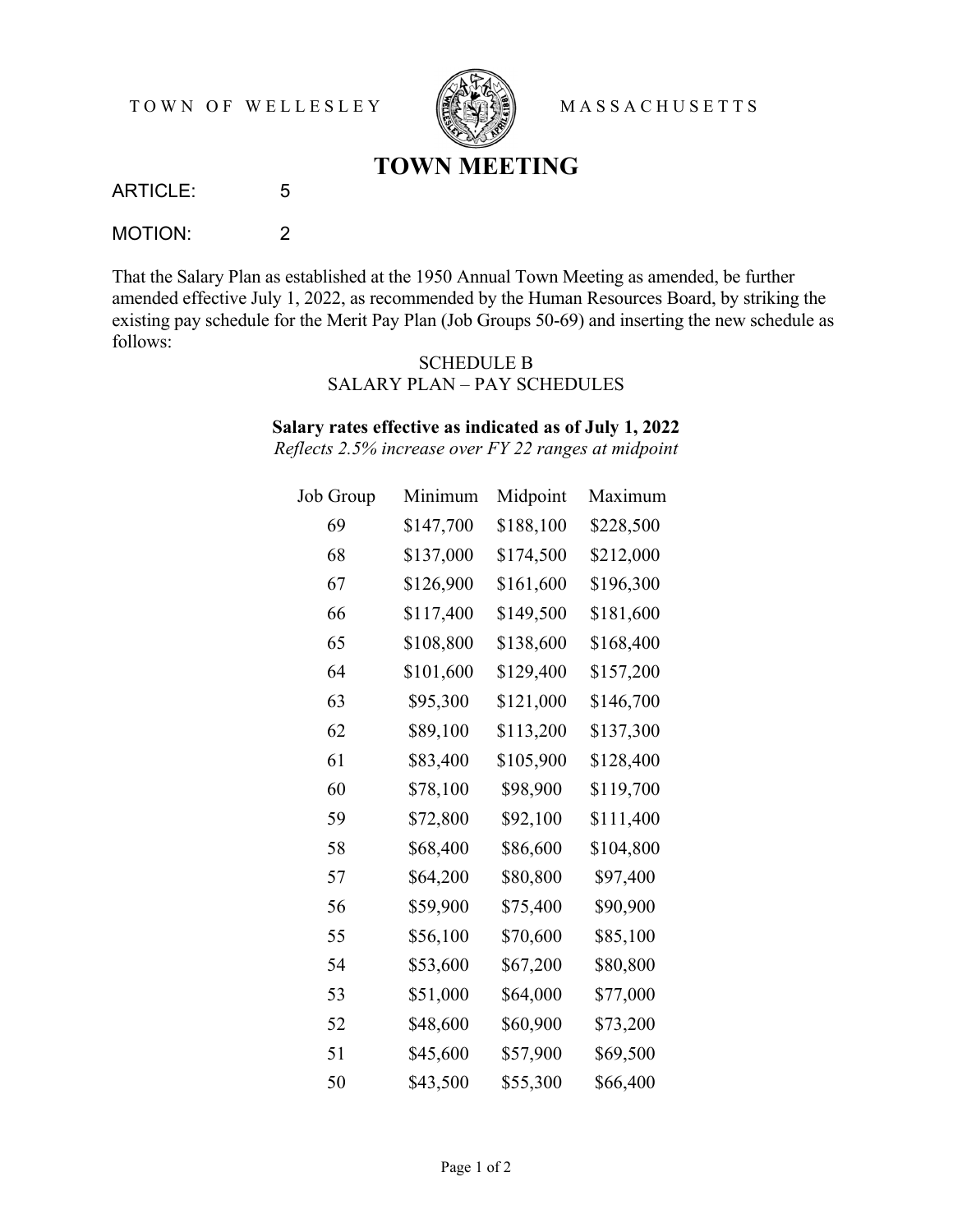TOWN OF WELLESLEY MASSACHUSETTS

# TOWN MEETING

ARTICLE: 5

MOTION: 2

That the Salary Plan as established at the 1950 Annual Town Meeting as amended, be further amended effective July 1, 2022, as recommended by the Human Resources Board, by striking the existing pay schedule for the Merit Pay Plan (Job Groups 50-69) and inserting the new schedule as follows:

SCHEDULE B
SALARY PLAN – PAY SCHEDULES

**Salary rates effective as indicated as of July 1, 2022**
*Reflects 2.5% increase over FY 22 ranges at midpoint*

| Job Group | Minimum | Midpoint | Maximum |
|---|---|---|---|
| 69 | $147,700 | $188,100 | $228,500 |
| 68 | $137,000 | $174,500 | $212,000 |
| 67 | $126,900 | $161,600 | $196,300 |
| 66 | $117,400 | $149,500 | $181,600 |
| 65 | $108,800 | $138,600 | $168,400 |
| 64 | $101,600 | $129,400 | $157,200 |
| 63 | $95,300 | $121,000 | $146,700 |
| 62 | $89,100 | $113,200 | $137,300 |
| 61 | $83,400 | $105,900 | $128,400 |
| 60 | $78,100 | $98,900 | $119,700 |
| 59 | $72,800 | $92,100 | $111,400 |
| 58 | $68,400 | $86,600 | $104,800 |
| 57 | $64,200 | $80,800 | $97,400 |
| 56 | $59,900 | $75,400 | $90,900 |
| 55 | $56,100 | $70,600 | $85,100 |
| 54 | $53,600 | $67,200 | $80,800 |
| 53 | $51,000 | $64,000 | $77,000 |
| 52 | $48,600 | $60,900 | $73,200 |
| 51 | $45,600 | $57,900 | $69,500 |
| 50 | $43,500 | $55,300 | $66,400 |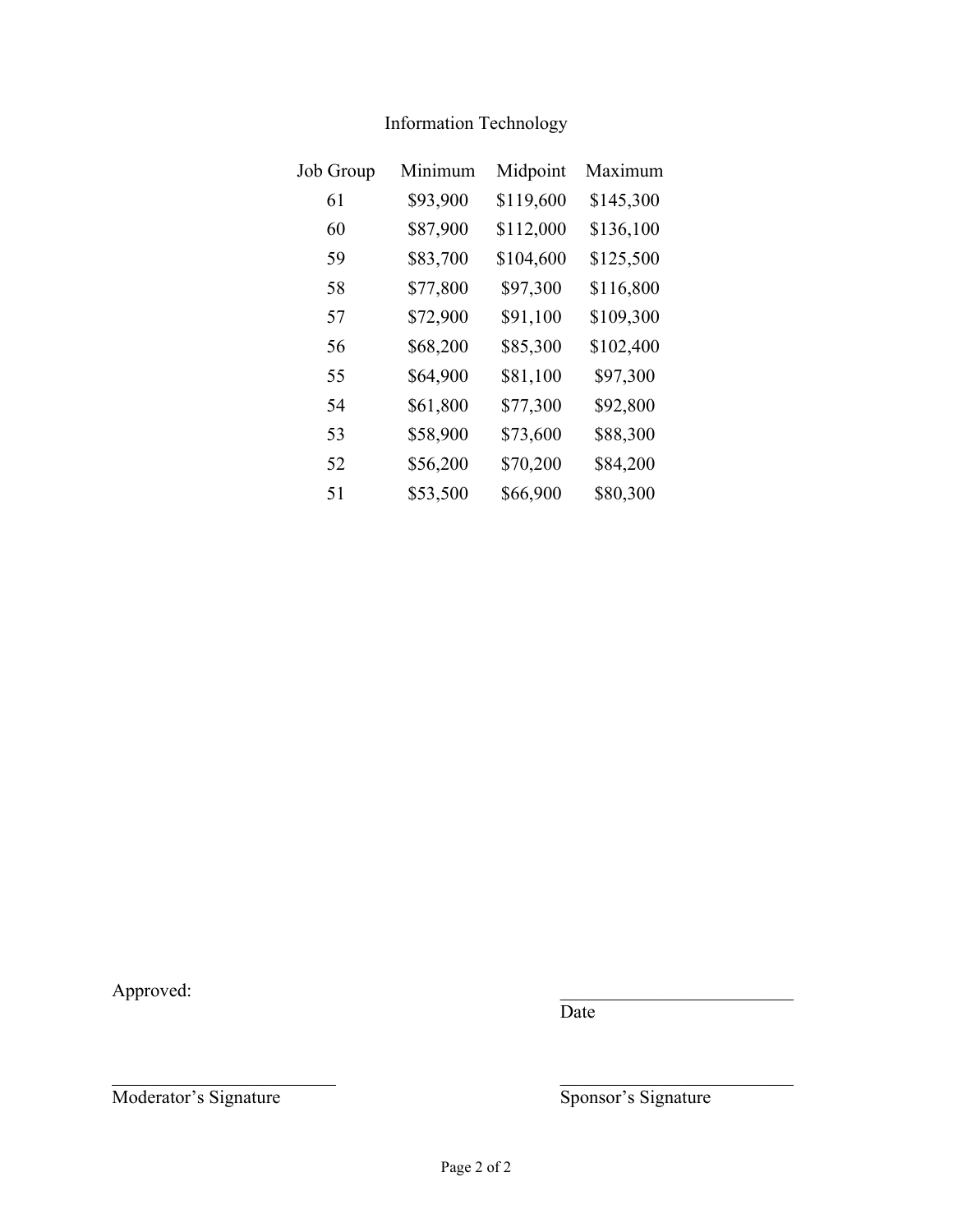## Information Technology

| Job Group | Minimum | Midpoint | Maximum |
|---|---|---|---|
| 61 | $93,900 | $119,600 | $145,300 |
| 60 | $87,900 | $112,000 | $136,100 |
| 59 | $83,700 | $104,600 | $125,500 |
| 58 | $77,800 | $97,300 | $116,800 |
| 57 | $72,900 | $91,100 | $109,300 |
| 56 | $68,200 | $85,300 | $102,400 |
| 55 | $64,900 | $81,100 | $97,300 |
| 54 | $61,800 | $77,300 | $92,800 |
| 53 | $58,900 | $73,600 | $88,300 |
| 52 | $56,200 | $70,200 | $84,200 |
| 51 | $53,500 | $66,900 | $80,300 |

Approved:

\_\_\_\_\_\_\_\_\_\_\_\_\_\_\_\_\_\_\_\_\_\_\_\_\_
Date

\_\_\_\_\_\_\_\_\_\_\_\_\_\_\_\_\_\_\_\_\_\_\_\_\_
Moderator's Signature

\_\_\_\_\_\_\_\_\_\_\_\_\_\_\_\_\_\_\_\_\_\_\_\_\_
Sponsor's Signature